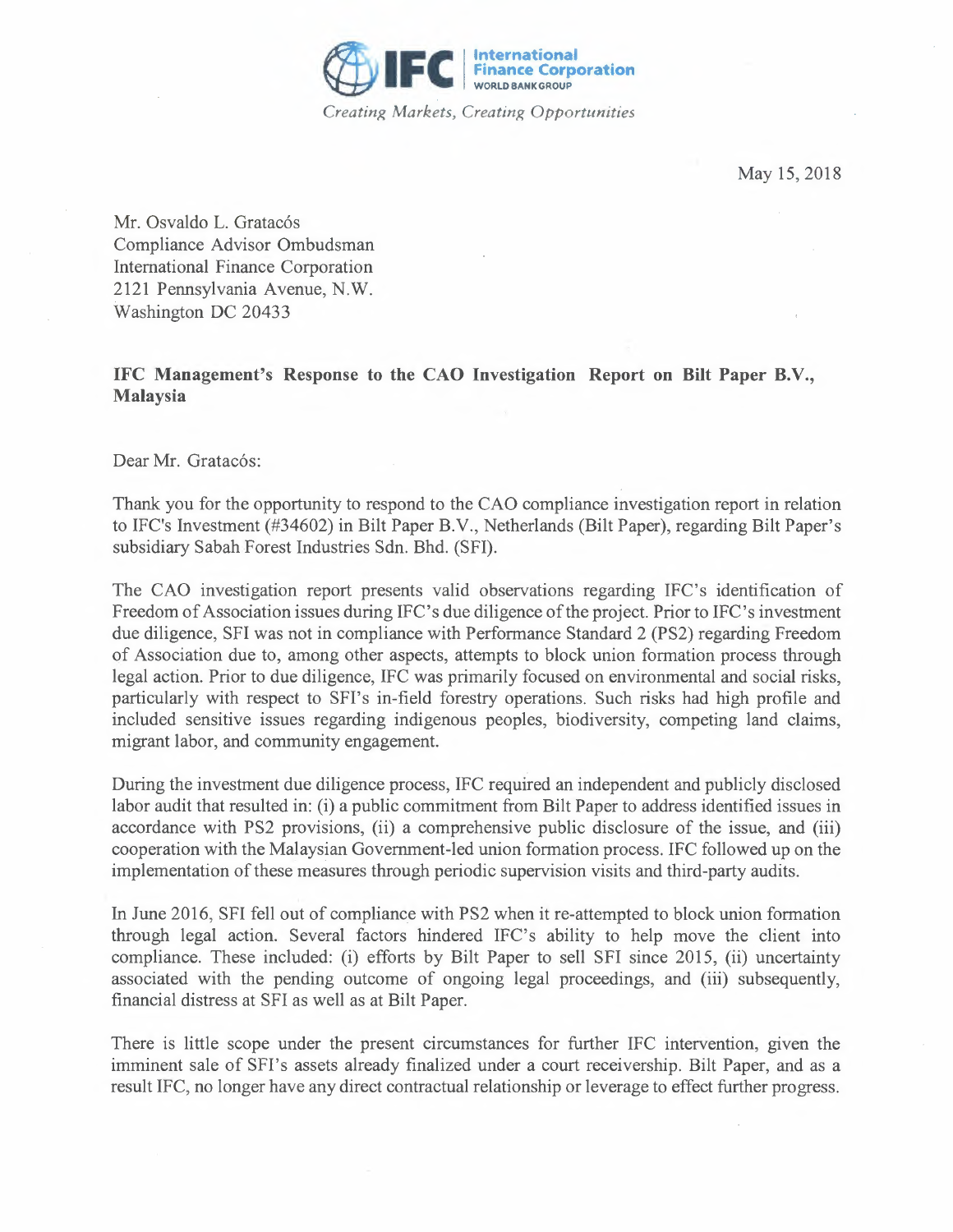IFC International Finance Corporation WORLD BANK GROUP

*Creating Markets, Creating Opportunities*

May 15, 2018

Mr. Osvaldo L. Gratacós
Compliance Advisor Ombudsman
International Finance Corporation
2121 Pennsylvania Avenue, N.W.
Washington DC 20433

**IFC Management's Response to the CAO Investigation Report on Bilt Paper B.V., Malaysia**

Dear Mr. Gratacós:

Thank you for the opportunity to respond to the CAO compliance investigation report in relation to IFC's Investment (#34602) in Bilt Paper B.V., Netherlands (Bilt Paper), regarding Bilt Paper's subsidiary Sabah Forest Industries Sdn. Bhd. (SFI).

The CAO investigation report presents valid observations regarding IFC's identification of Freedom of Association issues during IFC's due diligence of the project. Prior to IFC's investment due diligence, SFI was not in compliance with Performance Standard 2 (PS2) regarding Freedom of Association due to, among other aspects, attempts to block union formation process through legal action. Prior to due diligence, IFC was primarily focused on environmental and social risks, particularly with respect to SFI's in-field forestry operations. Such risks had high profile and included sensitive issues regarding indigenous peoples, biodiversity, competing land claims, migrant labor, and community engagement.

During the investment due diligence process, IFC required an independent and publicly disclosed labor audit that resulted in: (i) a public commitment from Bilt Paper to address identified issues in accordance with PS2 provisions, (ii) a comprehensive public disclosure of the issue, and (iii) cooperation with the Malaysian Government-led union formation process. IFC followed up on the implementation of these measures through periodic supervision visits and third-party audits.

In June 2016, SFI fell out of compliance with PS2 when it re-attempted to block union formation through legal action. Several factors hindered IFC's ability to help move the client into compliance. These included: (i) efforts by Bilt Paper to sell SFI since 2015, (ii) uncertainty associated with the pending outcome of ongoing legal proceedings, and (iii) subsequently, financial distress at SFI as well as at Bilt Paper.

There is little scope under the present circumstances for further IFC intervention, given the imminent sale of SFI's assets already finalized under a court receivership. Bilt Paper, and as a result IFC, no longer have any direct contractual relationship or leverage to effect further progress.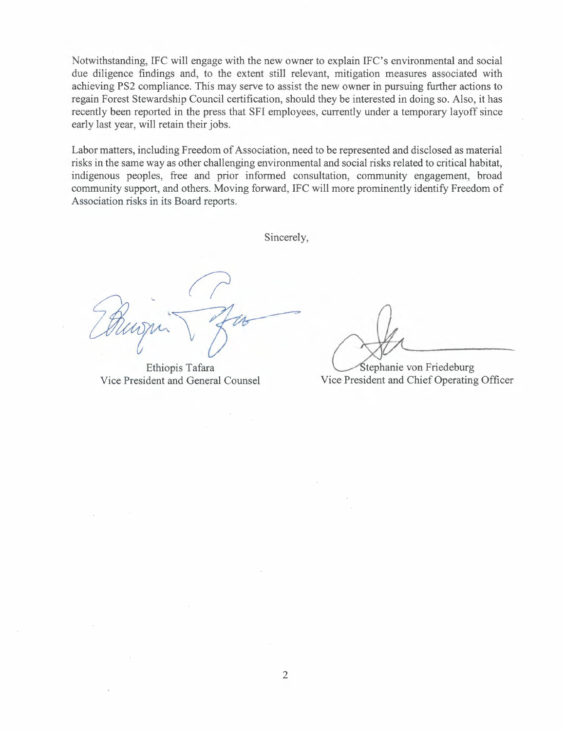Notwithstanding, IFC will engage with the new owner to explain IFC's environmental and social due diligence findings and, to the extent still relevant, mitigation measures associated with achieving PS2 compliance. This may serve to assist the new owner in pursuing further actions to regain Forest Stewardship Council certification, should they be interested in doing so. Also, it has recently been reported in the press that SFI employees, currently under a temporary layoff since early last year, will retain their jobs.

Labor matters, including Freedom of Association, need to be represented and disclosed as material risks in the same way as other challenging environmental and social risks related to critical habitat, indigenous peoples, free and prior informed consultation, community engagement, broad community support, and others. Moving forward, IFC will more prominently identify Freedom of Association risks in its Board reports.

Sincerely,

Ethiopis Tafara
Vice President and General Counsel

Stephanie von Friedeburg
Vice President and Chief Operating Officer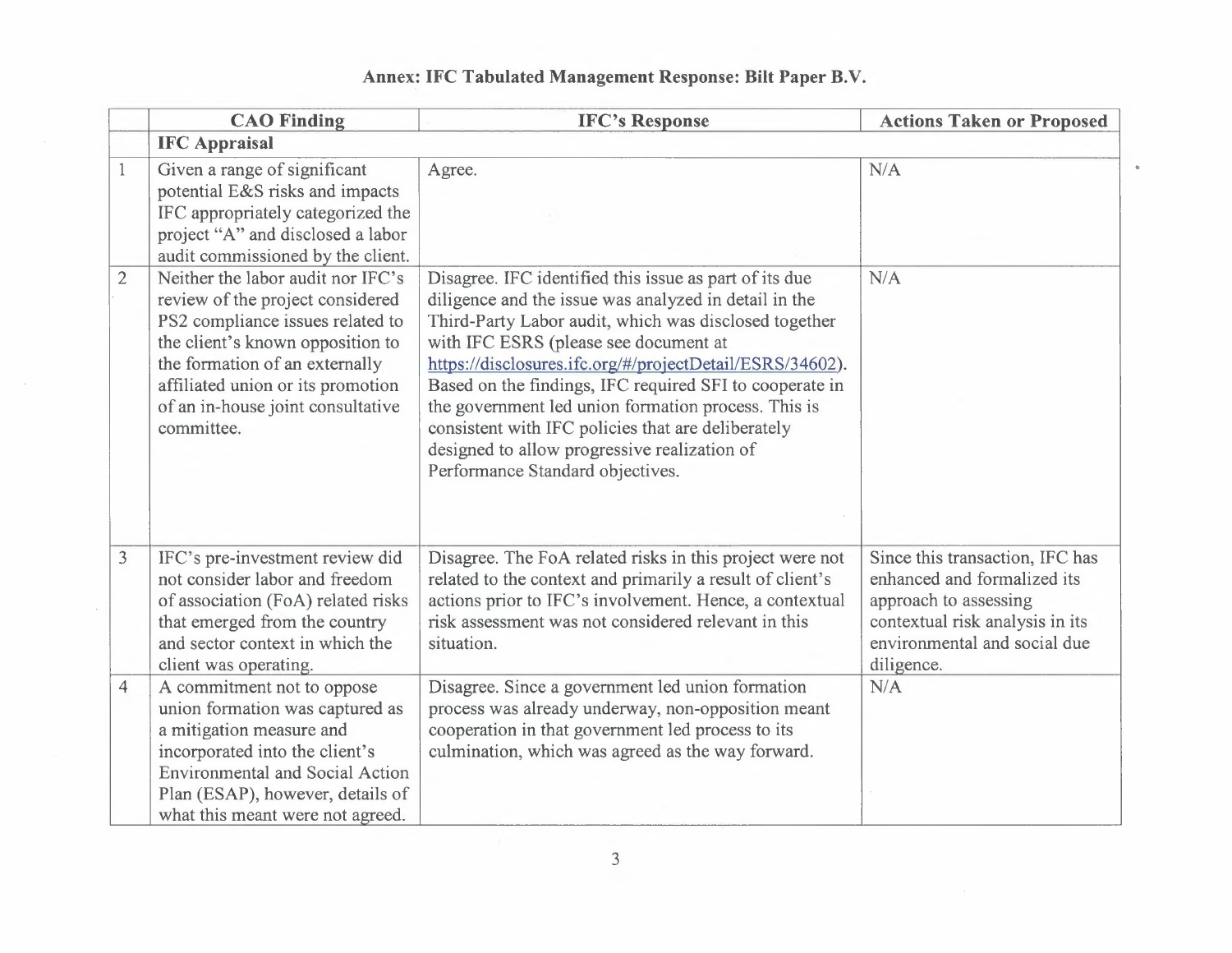## Annex: IFC Tabulated Management Response: Bilt Paper B.V.

| | CAO Finding | IFC's Response | Actions Taken or Proposed |
|---|---|---|---|
| | **IFC Appraisal** | | |
| 1 | Given a range of significant potential E&S risks and impacts IFC appropriately categorized the project "A" and disclosed a labor audit commissioned by the client. | Agree. | N/A |
| 2 | Neither the labor audit nor IFC's review of the project considered PS2 compliance issues related to the client's known opposition to the formation of an externally affiliated union or its promotion of an in-house joint consultative committee. | Disagree. IFC identified this issue as part of its due diligence and the issue was analyzed in detail in the Third-Party Labor audit, which was disclosed together with IFC ESRS (please see document at https://disclosures.ifc.org/#/projectDetail/ESRS/34602). Based on the findings, IFC required SFI to cooperate in the government led union formation process. This is consistent with IFC policies that are deliberately designed to allow progressive realization of Performance Standard objectives. | N/A |
| 3 | IFC's pre-investment review did not consider labor and freedom of association (FoA) related risks that emerged from the country and sector context in which the client was operating. | Disagree. The FoA related risks in this project were not related to the context and primarily a result of client's actions prior to IFC's involvement. Hence, a contextual risk assessment was not considered relevant in this situation. | Since this transaction, IFC has enhanced and formalized its approach to assessing contextual risk analysis in its environmental and social due diligence. |
| 4 | A commitment not to oppose union formation was captured as a mitigation measure and incorporated into the client's Environmental and Social Action Plan (ESAP), however, details of what this meant were not agreed. | Disagree. Since a government led union formation process was already underway, non-opposition meant cooperation in that government led process to its culmination, which was agreed as the way forward. | N/A |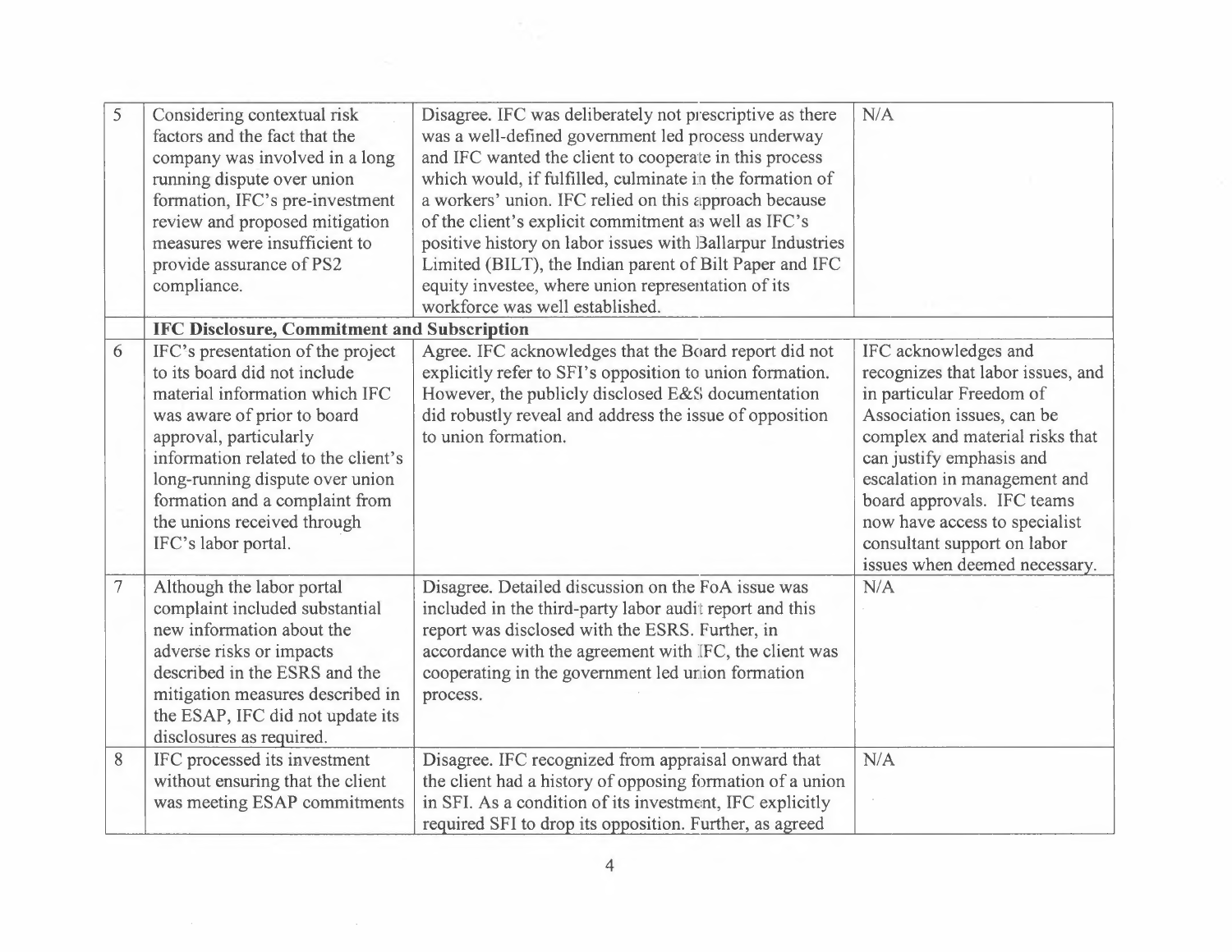| | | | |
|---|---|---|---|
| 5 | Considering contextual risk factors and the fact that the company was involved in a long running dispute over union formation, IFC's pre-investment review and proposed mitigation measures were insufficient to provide assurance of PS2 compliance. | Disagree. IFC was deliberately not prescriptive as there was a well-defined government led process underway and IFC wanted the client to cooperate in this process which would, if fulfilled, culminate in the formation of a workers' union. IFC relied on this approach because of the client's explicit commitment as well as IFC's positive history on labor issues with Ballarpur Industries Limited (BILT), the Indian parent of Bilt Paper and IFC equity investee, where union representation of its workforce was well established. | N/A |
| | **IFC Disclosure, Commitment and Subscription** | | |
| 6 | IFC's presentation of the project to its board did not include material information which IFC was aware of prior to board approval, particularly information related to the client's long-running dispute over union formation and a complaint from the unions received through IFC's labor portal. | Agree. IFC acknowledges that the Board report did not explicitly refer to SFI's opposition to union formation. However, the publicly disclosed E&S documentation did robustly reveal and address the issue of opposition to union formation. | IFC acknowledges and recognizes that labor issues, and in particular Freedom of Association issues, can be complex and material risks that can justify emphasis and escalation in management and board approvals. IFC teams now have access to specialist consultant support on labor issues when deemed necessary. |
| 7 | Although the labor portal complaint included substantial new information about the adverse risks or impacts described in the ESRS and the mitigation measures described in the ESAP, IFC did not update its disclosures as required. | Disagree. Detailed discussion on the FoA issue was included in the third-party labor audit report and this report was disclosed with the ESRS. Further, in accordance with the agreement with IFC, the client was cooperating in the government led union formation process. | N/A |
| 8 | IFC processed its investment without ensuring that the client was meeting ESAP commitments | Disagree. IFC recognized from appraisal onward that the client had a history of opposing formation of a union in SFI. As a condition of its investment, IFC explicitly required SFI to drop its opposition. Further, as agreed | N/A |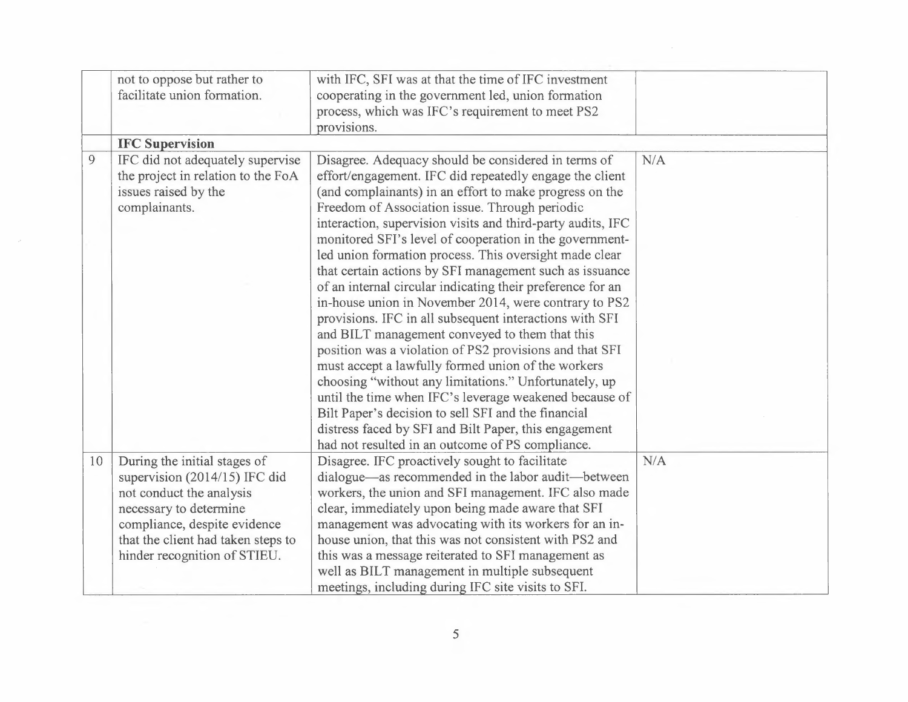| | | | |
|---|---|---|---|
| | not to oppose but rather to facilitate union formation. | with IFC, SFI was at that the time of IFC investment cooperating in the government led, union formation process, which was IFC's requirement to meet PS2 provisions. | |
| | **IFC Supervision** | | |
| 9 | IFC did not adequately supervise the project in relation to the FoA issues raised by the complainants. | Disagree. Adequacy should be considered in terms of effort/engagement. IFC did repeatedly engage the client (and complainants) in an effort to make progress on the Freedom of Association issue. Through periodic interaction, supervision visits and third-party audits, IFC monitored SFI's level of cooperation in the government-led union formation process. This oversight made clear that certain actions by SFI management such as issuance of an internal circular indicating their preference for an in-house union in November 2014, were contrary to PS2 provisions. IFC in all subsequent interactions with SFI and BILT management conveyed to them that this position was a violation of PS2 provisions and that SFI must accept a lawfully formed union of the workers choosing "without any limitations." Unfortunately, up until the time when IFC's leverage weakened because of Bilt Paper's decision to sell SFI and the financial distress faced by SFI and Bilt Paper, this engagement had not resulted in an outcome of PS compliance. | N/A |
| 10 | During the initial stages of supervision (2014/15) IFC did not conduct the analysis necessary to determine compliance, despite evidence that the client had taken steps to hinder recognition of STIEU. | Disagree. IFC proactively sought to facilitate dialogue—as recommended in the labor audit—between workers, the union and SFI management. IFC also made clear, immediately upon being made aware that SFI management was advocating with its workers for an in-house union, that this was not consistent with PS2 and this was a message reiterated to SFI management as well as BILT management in multiple subsequent meetings, including during IFC site visits to SFI. | N/A |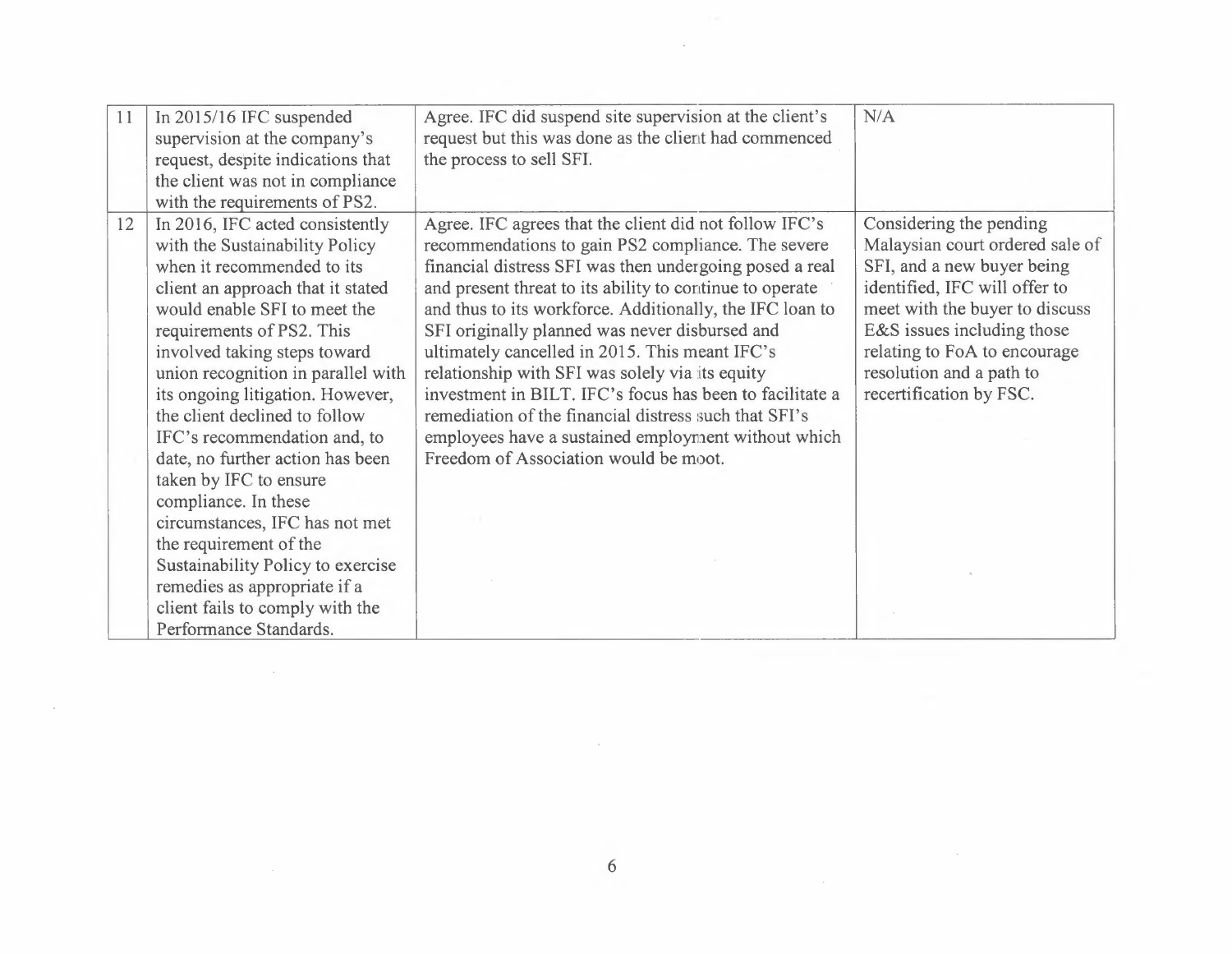| | | | |
|---|---|---|---|
| 11 | In 2015/16 IFC suspended supervision at the company's request, despite indications that the client was not in compliance with the requirements of PS2. | Agree. IFC did suspend site supervision at the client's request but this was done as the client had commenced the process to sell SFI. | N/A |
| 12 | In 2016, IFC acted consistently with the Sustainability Policy when it recommended to its client an approach that it stated would enable SFI to meet the requirements of PS2. This involved taking steps toward union recognition in parallel with its ongoing litigation. However, the client declined to follow IFC's recommendation and, to date, no further action has been taken by IFC to ensure compliance. In these circumstances, IFC has not met the requirement of the Sustainability Policy to exercise remedies as appropriate if a client fails to comply with the Performance Standards. | Agree. IFC agrees that the client did not follow IFC's recommendations to gain PS2 compliance. The severe financial distress SFI was then undergoing posed a real and present threat to its ability to continue to operate and thus to its workforce. Additionally, the IFC loan to SFI originally planned was never disbursed and ultimately cancelled in 2015. This meant IFC's relationship with SFI was solely via its equity investment in BILT. IFC's focus has been to facilitate a remediation of the financial distress such that SFI's employees have a sustained employment without which Freedom of Association would be moot. | Considering the pending Malaysian court ordered sale of SFI, and a new buyer being identified, IFC will offer to meet with the buyer to discuss E&S issues including those relating to FoA to encourage resolution and a path to recertification by FSC. |